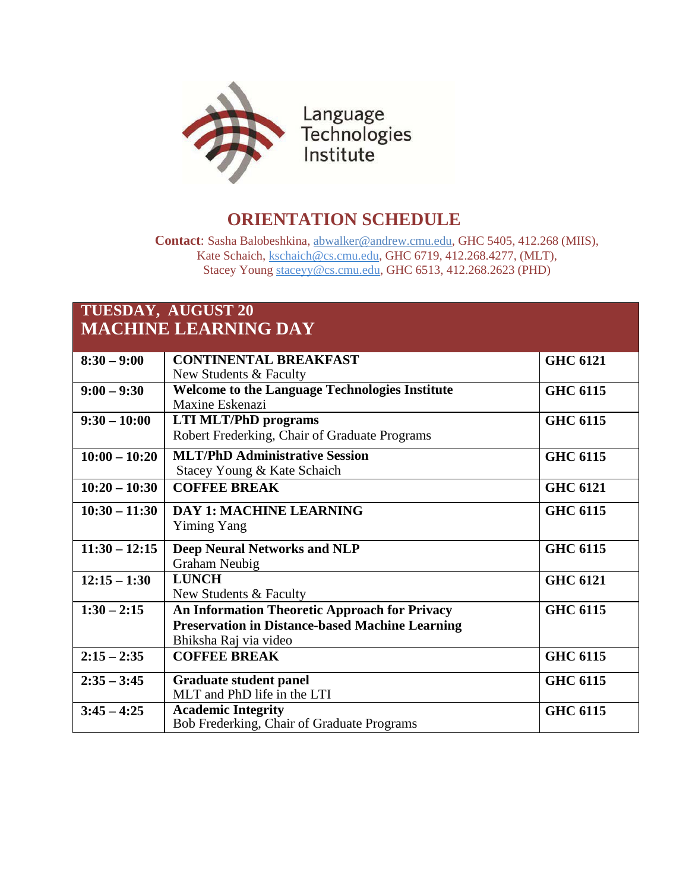Language Technologies Institute

# ORIENTATION SCHEDULE

**Contact**: Sasha Balobeshkina, abwalker@andrew.cmu.edu, GHC 5405, 412.268 (MIIS),
Kate Schaich, kschaich@cs.cmu.edu, GHC 6719, 412.268.4277, (MLT),
Stacey Young staceyy@cs.cmu.edu, GHC 6513, 412.268.2623 (PHD)

## TUESDAY, AUGUST 20
## MACHINE LEARNING DAY

| Time | Session | Location |
|---|---|---|
| **8:30 – 9:00** | **CONTINENTAL BREAKFAST**<br>New Students & Faculty | **GHC 6121** |
| **9:00 – 9:30** | **Welcome to the Language Technologies Institute**<br>Maxine Eskenazi | **GHC 6115** |
| **9:30 – 10:00** | **LTI MLT/PhD programs**<br>Robert Frederking, Chair of Graduate Programs | **GHC 6115** |
| **10:00 – 10:20** | **MLT/PhD Administrative Session**<br>Stacey Young & Kate Schaich | **GHC 6115** |
| **10:20 – 10:30** | **COFFEE BREAK** | **GHC 6121** |
| **10:30 – 11:30** | **DAY 1: MACHINE LEARNING**<br>Yiming Yang | **GHC 6115** |
| **11:30 – 12:15** | **Deep Neural Networks and NLP**<br>Graham Neubig | **GHC 6115** |
| **12:15 – 1:30** | **LUNCH**<br>New Students & Faculty | **GHC 6121** |
| **1:30 – 2:15** | **An Information Theoretic Approach for Privacy Preservation in Distance-based Machine Learning**<br>Bhiksha Raj via video | **GHC 6115** |
| **2:15 – 2:35** | **COFFEE BREAK** | **GHC 6115** |
| **2:35 – 3:45** | **Graduate student panel**<br>MLT and PhD life in the LTI | **GHC 6115** |
| **3:45 – 4:25** | **Academic Integrity**<br>Bob Frederking, Chair of Graduate Programs | **GHC 6115** |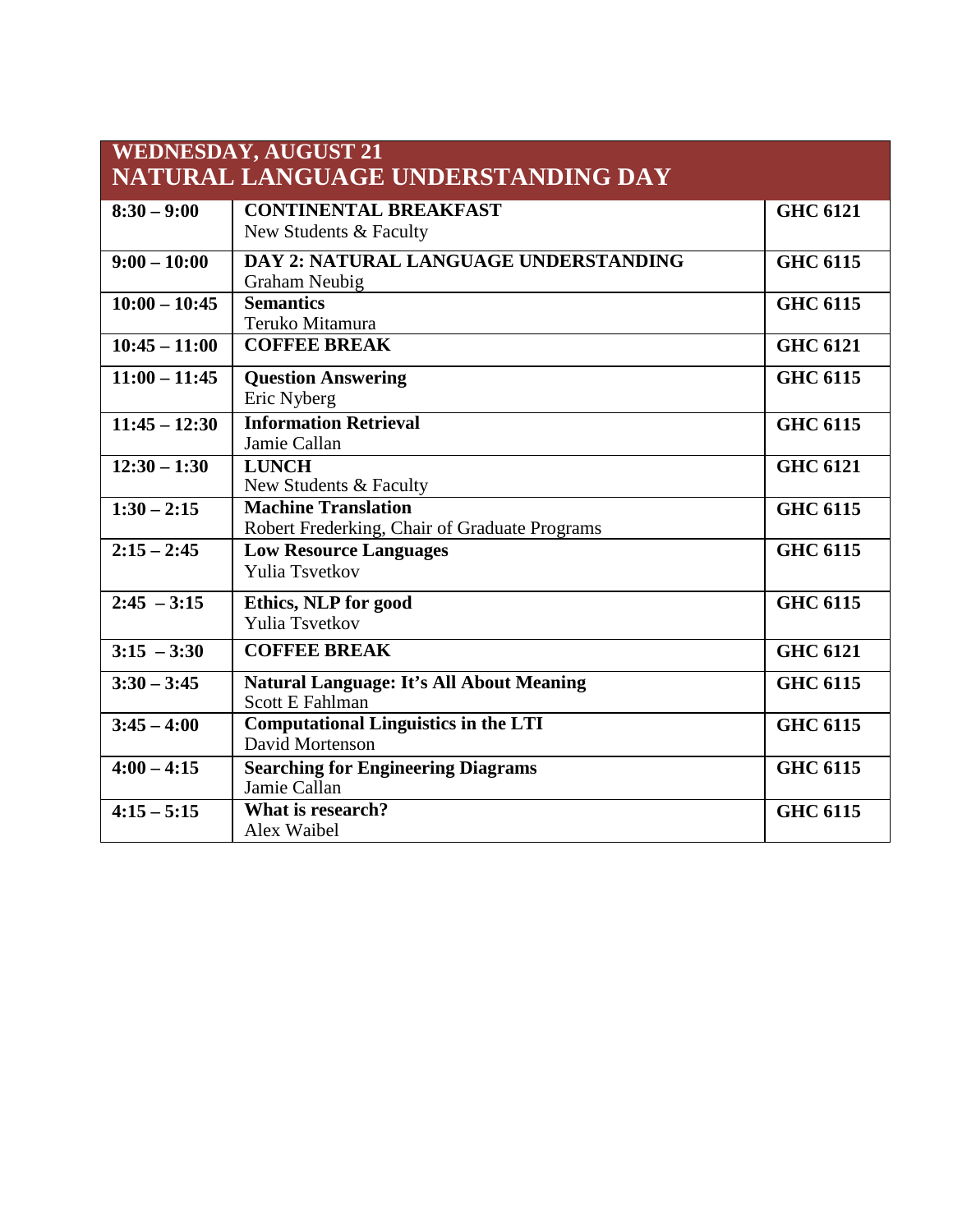## WEDNESDAY, AUGUST 21
## NATURAL LANGUAGE UNDERSTANDING DAY

| | | |
|---|---|---|
| **8:30 – 9:00** | **CONTINENTAL BREAKFAST**<br>New Students & Faculty | **GHC 6121** |
| **9:00 – 10:00** | **DAY 2: NATURAL LANGUAGE UNDERSTANDING**<br>Graham Neubig | **GHC 6115** |
| **10:00 – 10:45** | **Semantics**<br>Teruko Mitamura | **GHC 6115** |
| **10:45 – 11:00** | **COFFEE BREAK** | **GHC 6121** |
| **11:00 – 11:45** | **Question Answering**<br>Eric Nyberg | **GHC 6115** |
| **11:45 – 12:30** | **Information Retrieval**<br>Jamie Callan | **GHC 6115** |
| **12:30 – 1:30** | **LUNCH**<br>New Students & Faculty | **GHC 6121** |
| **1:30 – 2:15** | **Machine Translation**<br>Robert Frederking, Chair of Graduate Programs | **GHC 6115** |
| **2:15 – 2:45** | **Low Resource Languages**<br>Yulia Tsvetkov | **GHC 6115** |
| **2:45 – 3:15** | **Ethics, NLP for good**<br>Yulia Tsvetkov | **GHC 6115** |
| **3:15 – 3:30** | **COFFEE BREAK** | **GHC 6121** |
| **3:30 – 3:45** | **Natural Language: It's All About Meaning**<br>Scott E Fahlman | **GHC 6115** |
| **3:45 – 4:00** | **Computational Linguistics in the LTI**<br>David Mortenson | **GHC 6115** |
| **4:00 – 4:15** | **Searching for Engineering Diagrams**<br>Jamie Callan | **GHC 6115** |
| **4:15 – 5:15** | **What is research?**<br>Alex Waibel | **GHC 6115** |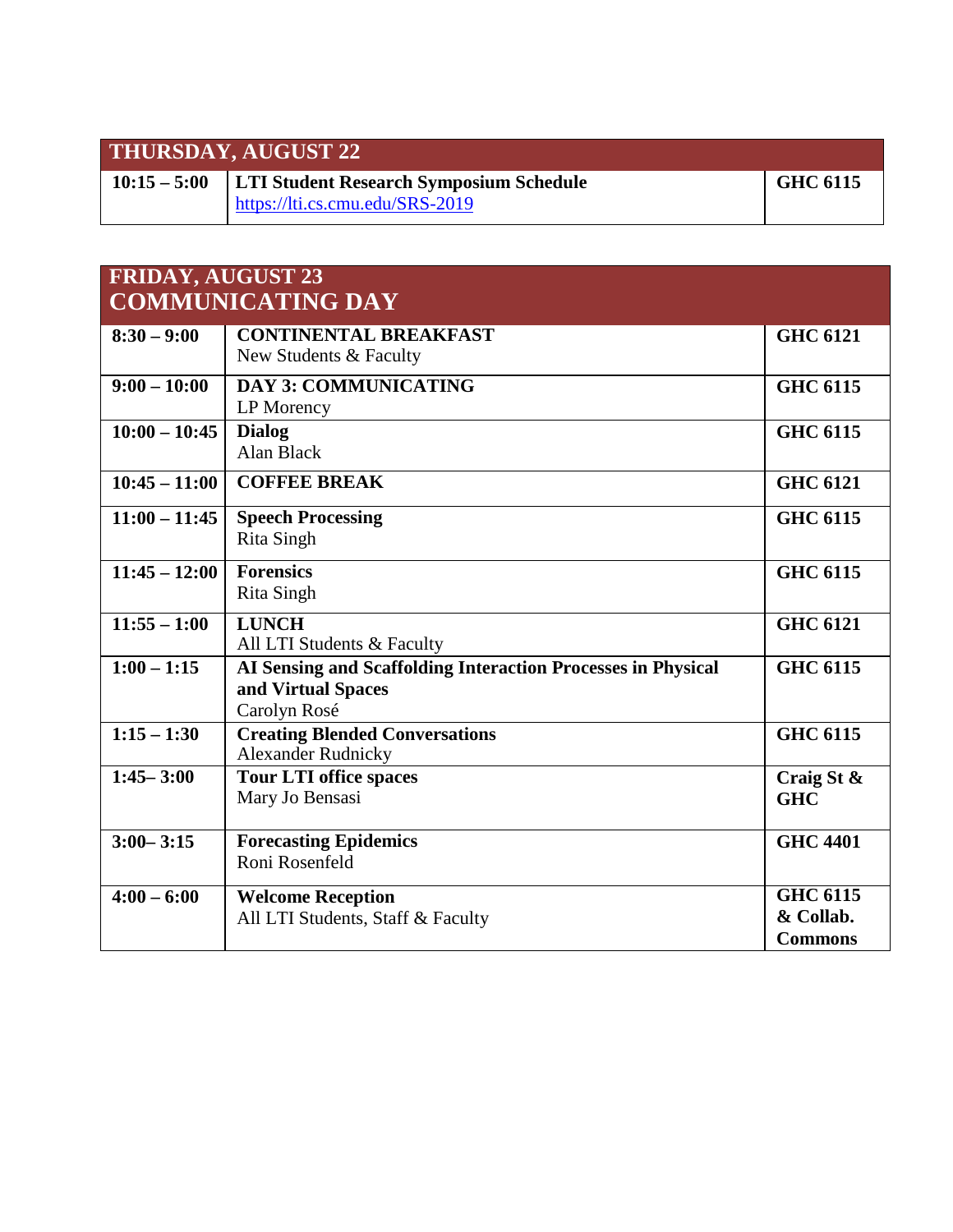| THURSDAY, AUGUST 22 | | |
| --- | --- | --- |
| **10:15 – 5:00** | **LTI Student Research Symposium Schedule**<br>https://lti.cs.cmu.edu/SRS-2019 | **GHC 6115** |

| FRIDAY, AUGUST 23<br>COMMUNICATING DAY | | |
| --- | --- | --- |
| **8:30 – 9:00** | **CONTINENTAL BREAKFAST**<br>New Students & Faculty | **GHC 6121** |
| **9:00 – 10:00** | **DAY 3: COMMUNICATING**<br>LP Morency | **GHC 6115** |
| **10:00 – 10:45** | **Dialog**<br>Alan Black | **GHC 6115** |
| **10:45 – 11:00** | **COFFEE BREAK** | **GHC 6121** |
| **11:00 – 11:45** | **Speech Processing**<br>Rita Singh | **GHC 6115** |
| **11:45 – 12:00** | **Forensics**<br>Rita Singh | **GHC 6115** |
| **11:55 – 1:00** | **LUNCH**<br>All LTI Students & Faculty | **GHC 6121** |
| **1:00 – 1:15** | **AI Sensing and Scaffolding Interaction Processes in Physical and Virtual Spaces**<br>Carolyn Rosé | **GHC 6115** |
| **1:15 – 1:30** | **Creating Blended Conversations**<br>Alexander Rudnicky | **GHC 6115** |
| **1:45– 3:00** | **Tour LTI office spaces**<br>Mary Jo Bensasi | **Craig St & GHC** |
| **3:00– 3:15** | **Forecasting Epidemics**<br>Roni Rosenfeld | **GHC 4401** |
| **4:00 – 6:00** | **Welcome Reception**<br>All LTI Students, Staff & Faculty | **GHC 6115 & Collab. Commons** |